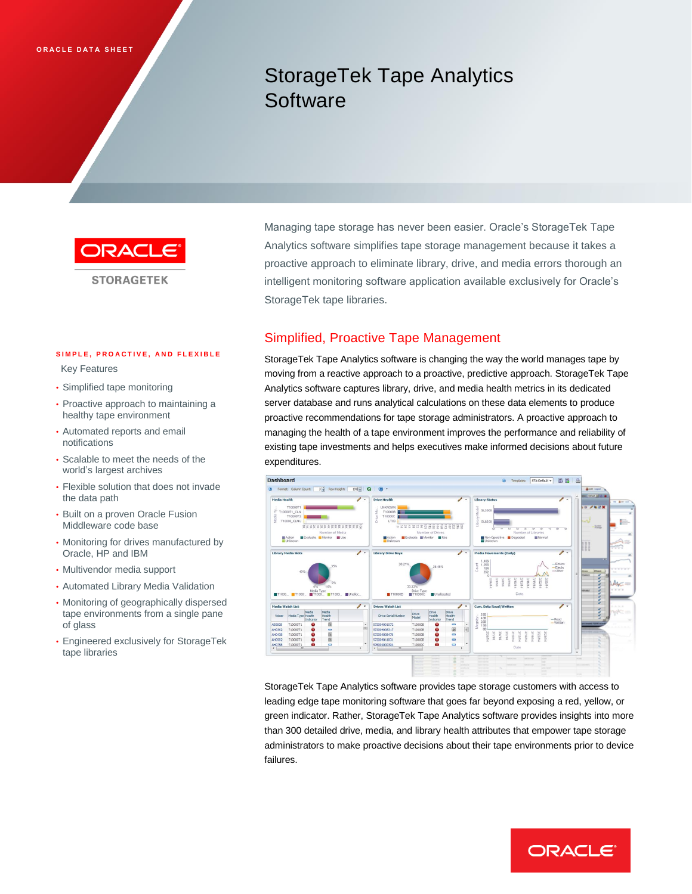ORACLE DATA SHEET

# StorageTek Tape Analytics Software

Managing tape storage has never been easier. Oracle's StorageTek Tape Analytics software simplifies tape storage management because it takes a proactive approach to eliminate library, drive, and media errors thorough an intelligent monitoring software application available exclusively for Oracle's StorageTek tape libraries.

SIMPLE, PROACTIVE, AND FLEXIBLE

Key Features

- Simplified tape monitoring
- Proactive approach to maintaining a healthy tape environment
- Automated reports and email notifications
- Scalable to meet the needs of the world's largest archives
- Flexible solution that does not invade the data path
- Built on a proven Oracle Fusion Middleware code base
- Monitoring for drives manufactured by Oracle, HP and IBM
- Multivendor media support
- Automated Library Media Validation
- Monitoring of geographically dispersed tape environments from a single pane of glass
- Engineered exclusively for StorageTek tape libraries

## Simplified, Proactive Tape Management

StorageTek Tape Analytics software is changing the way the world manages tape by moving from a reactive approach to a proactive, predictive approach. StorageTek Tape Analytics software captures library, drive, and media health metrics in its dedicated server database and runs analytical calculations on these data elements to produce proactive recommendations for tape storage administrators. A proactive approach to managing the health of a tape environment improves the performance and reliability of existing tape investments and helps executives make informed decisions about future expenditures.

StorageTek Tape Analytics software provides tape storage customers with access to leading edge tape monitoring software that goes far beyond exposing a red, yellow, or green indicator. Rather, StorageTek Tape Analytics software provides insights into more than 300 detailed drive, media, and library health attributes that empower tape storage administrators to make proactive decisions about their tape environments prior to device failures.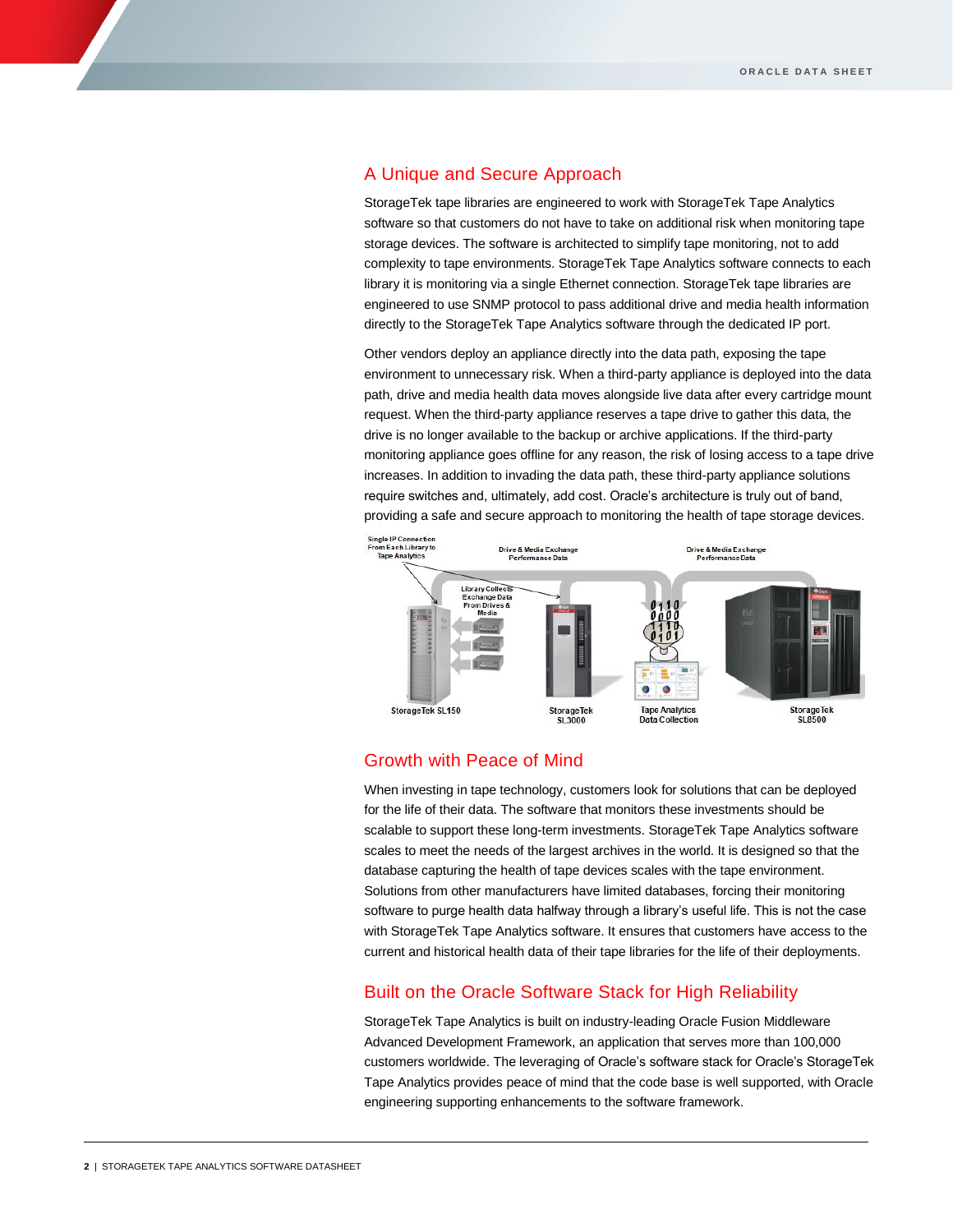## A Unique and Secure Approach

StorageTek tape libraries are engineered to work with StorageTek Tape Analytics software so that customers do not have to take on additional risk when monitoring tape storage devices. The software is architected to simplify tape monitoring, not to add complexity to tape environments. StorageTek Tape Analytics software connects to each library it is monitoring via a single Ethernet connection. StorageTek tape libraries are engineered to use SNMP protocol to pass additional drive and media health information directly to the StorageTek Tape Analytics software through the dedicated IP port.

Other vendors deploy an appliance directly into the data path, exposing the tape environment to unnecessary risk. When a third-party appliance is deployed into the data path, drive and media health data moves alongside live data after every cartridge mount request. When the third-party appliance reserves a tape drive to gather this data, the drive is no longer available to the backup or archive applications. If the third-party monitoring appliance goes offline for any reason, the risk of losing access to a tape drive increases. In addition to invading the data path, these third-party appliance solutions require switches and, ultimately, add cost. Oracle's architecture is truly out of band, providing a safe and secure approach to monitoring the health of tape storage devices.

## Growth with Peace of Mind

When investing in tape technology, customers look for solutions that can be deployed for the life of their data. The software that monitors these investments should be scalable to support these long-term investments. StorageTek Tape Analytics software scales to meet the needs of the largest archives in the world. It is designed so that the database capturing the health of tape devices scales with the tape environment. Solutions from other manufacturers have limited databases, forcing their monitoring software to purge health data halfway through a library's useful life. This is not the case with StorageTek Tape Analytics software. It ensures that customers have access to the current and historical health data of their tape libraries for the life of their deployments.

## Built on the Oracle Software Stack for High Reliability

StorageTek Tape Analytics is built on industry-leading Oracle Fusion Middleware Advanced Development Framework, an application that serves more than 100,000 customers worldwide. The leveraging of Oracle's software stack for Oracle's StorageTek Tape Analytics provides peace of mind that the code base is well supported, with Oracle engineering supporting enhancements to the software framework.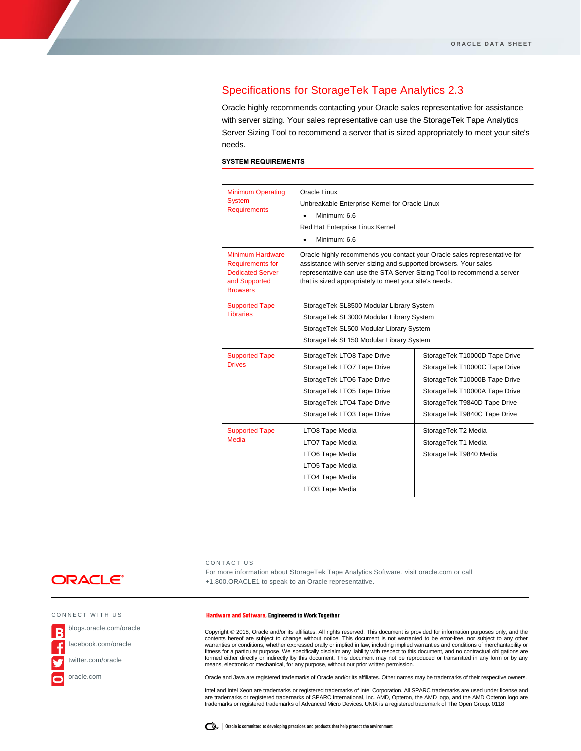## Specifications for StorageTek Tape Analytics 2.3

Oracle highly recommends contacting your Oracle sales representative for assistance with server sizing. Your sales representative can use the StorageTek Tape Analytics Server Sizing Tool to recommend a server that is sized appropriately to meet your site's needs.

**SYSTEM REQUIREMENTS**

| | | |
|---|---|---|
| Minimum Operating System Requirements | Oracle Linux<br>Unbreakable Enterprise Kernel for Oracle Linux<br>• Minimum: 6.6<br>Red Hat Enterprise Linux Kernel<br>• Minimum: 6.6 | |
| Minimum Hardware Requirements for Dedicated Server and Supported Browsers | Oracle highly recommends you contact your Oracle sales representative for assistance with server sizing and supported browsers. Your sales representative can use the STA Server Sizing Tool to recommend a server that is sized appropriately to meet your site's needs. | |
| Supported Tape Libraries | StorageTek SL8500 Modular Library System<br>StorageTek SL3000 Modular Library System<br>StorageTek SL500 Modular Library System<br>StorageTek SL150 Modular Library System | |
| Supported Tape Drives | StorageTek LTO8 Tape Drive<br>StorageTek LTO7 Tape Drive<br>StorageTek LTO6 Tape Drive<br>StorageTek LTO5 Tape Drive<br>StorageTek LTO4 Tape Drive<br>StorageTek LTO3 Tape Drive | StorageTek T10000D Tape Drive<br>StorageTek T10000C Tape Drive<br>StorageTek T10000B Tape Drive<br>StorageTek T10000A Tape Drive<br>StorageTek T9840D Tape Drive<br>StorageTek T9840C Tape Drive |
| Supported Tape Media | LTO8 Tape Media<br>LTO7 Tape Media<br>LTO6 Tape Media<br>LTO5 Tape Media<br>LTO4 Tape Media<br>LTO3 Tape Media | StorageTek T2 Media<br>StorageTek T1 Media<br>StorageTek T9840 Media |

CONTACT US

For more information about StorageTek Tape Analytics Software, visit oracle.com or call +1.800.ORACLE1 to speak to an Oracle representative.

CONNECT WITH US

blogs.oracle.com/oracle

facebook.com/oracle

twitter.com/oracle

oracle.com

**Hardware and Software, Engineered to Work Together**

Copyright © 2018, Oracle and/or its affiliates. All rights reserved. This document is provided for information purposes only, and the contents hereof are subject to change without notice. This document is not warranted to be error-free, nor subject to any other warranties or conditions, whether expressed orally or implied in law, including implied warranties and conditions of merchantability or fitness for a particular purpose. We specifically disclaim any liability with respect to this document, and no contractual obligations are formed either directly or indirectly by this document. This document may not be reproduced or transmitted in any form or by any means, electronic or mechanical, for any purpose, without our prior written permission.

Oracle and Java are registered trademarks of Oracle and/or its affiliates. Other names may be trademarks of their respective owners.

Intel and Intel Xeon are trademarks or registered trademarks of Intel Corporation. All SPARC trademarks are used under license and are trademarks or registered trademarks of SPARC International, Inc. AMD, Opteron, the AMD logo, and the AMD Opteron logo are trademarks or registered trademarks of Advanced Micro Devices. UNIX is a registered trademark of The Open Group. 0118

Oracle is committed to developing practices and products that help protect the environment